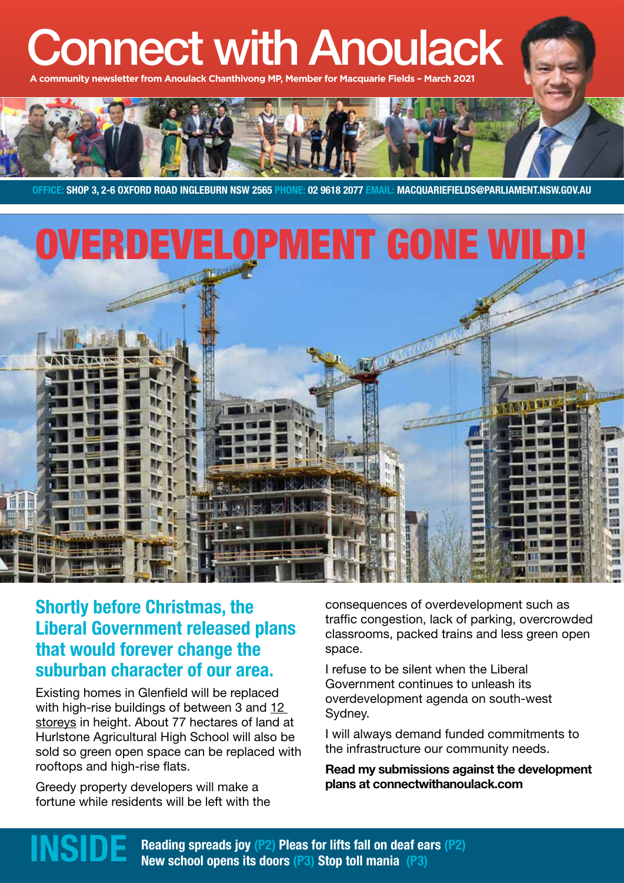# Connect with Anoulack

A community newsletter from Anoulack Chanthivong MP, Member for Macquarie Fields – March 2021

**OFFICE:** SHOP 3, 2-6 OXFORD ROAD INGLEBURN NSW 2565 **PHONE:** 02 9618 2077 **EMAIL:** MACQUARIEFIELDS@PARLIAMENT.NSW.GOV.AU

# OVERDEVELOPMENT GONE WILD!

## Shortly before Christmas, the Liberal Government released plans that would forever change the suburban character of our area.

Existing homes in Glenfield will be replaced with high-rise buildings of between 3 and 12 storeys in height. About 77 hectares of land at Hurlstone Agricultural High School will also be sold so green open space can be replaced with rooftops and high-rise flats.

Greedy property developers will make a fortune while residents will be left with the consequences of overdevelopment such as traffic congestion, lack of parking, overcrowded classrooms, packed trains and less green open space.

I refuse to be silent when the Liberal Government continues to unleash its overdevelopment agenda on south-west Sydney.

I will always demand funded commitments to the infrastructure our community needs.

**Read my submissions against the development plans at connectwithanoulack.com**

**INSIDE**

Reading spreads joy (P2) Pleas for lifts fall on deaf ears (P2)
New school opens its doors (P3) Stop toll mania (P3)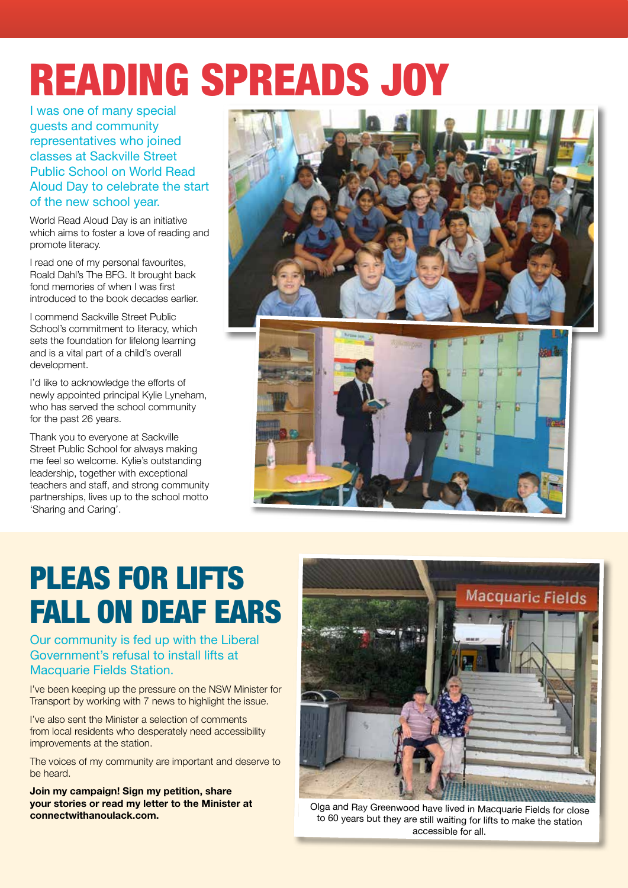# READING SPREADS JOY

I was one of many special guests and community representatives who joined classes at Sackville Street Public School on World Read Aloud Day to celebrate the start of the new school year.

World Read Aloud Day is an initiative which aims to foster a love of reading and promote literacy.

I read one of my personal favourites, Roald Dahl's The BFG. It brought back fond memories of when I was first introduced to the book decades earlier.

I commend Sackville Street Public School's commitment to literacy, which sets the foundation for lifelong learning and is a vital part of a child's overall development.

I'd like to acknowledge the efforts of newly appointed principal Kylie Lyneham, who has served the school community for the past 26 years.

Thank you to everyone at Sackville Street Public School for always making me feel so welcome. Kylie's outstanding leadership, together with exceptional teachers and staff, and strong community partnerships, lives up to the school motto 'Sharing and Caring'.

# PLEAS FOR LIFTS FALL ON DEAF EARS

Our community is fed up with the Liberal Government's refusal to install lifts at Macquarie Fields Station.

I've been keeping up the pressure on the NSW Minister for Transport by working with 7 news to highlight the issue.

I've also sent the Minister a selection of comments from local residents who desperately need accessibility improvements at the station.

The voices of my community are important and deserve to be heard.

**Join my campaign! Sign my petition, share your stories or read my letter to the Minister at connectwithanoulack.com.**

Olga and Ray Greenwood have lived in Macquarie Fields for close to 60 years but they are still waiting for lifts to make the station accessible for all.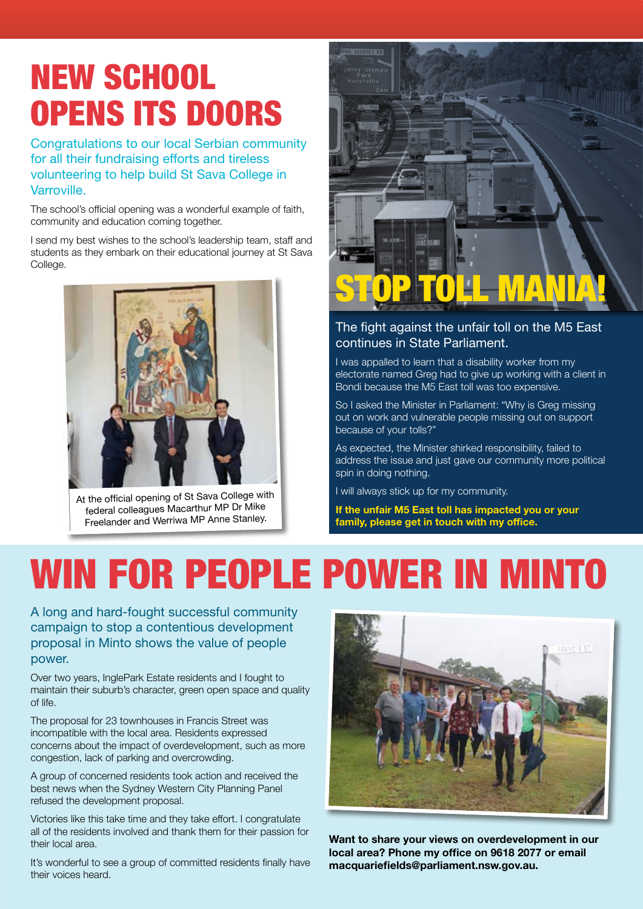# NEW SCHOOL OPENS ITS DOORS

Congratulations to our local Serbian community for all their fundraising efforts and tireless volunteering to help build St Sava College in Varroville.

The school's official opening was a wonderful example of faith, community and education coming together.

I send my best wishes to the school's leadership team, staff and students as they embark on their educational journey at St Sava College.

At the official opening of St Sava College with federal colleagues Macarthur MP Dr Mike Freelander and Werriwa MP Anne Stanley.

# STOP TOLL MANIA!

The fight against the unfair toll on the M5 East continues in State Parliament.

I was appalled to learn that a disability worker from my electorate named Greg had to give up working with a client in Bondi because the M5 East toll was too expensive.

So I asked the Minister in Parliament: "Why is Greg missing out on work and vulnerable people missing out on support because of your tolls?"

As expected, the Minister shirked responsibility, failed to address the issue and just gave our community more political spin in doing nothing.

I will always stick up for my community.

**If the unfair M5 East toll has impacted you or your family, please get in touch with my office.**

# WIN FOR PEOPLE POWER IN MINTO

A long and hard-fought successful community campaign to stop a contentious development proposal in Minto shows the value of people power.

Over two years, InglePark Estate residents and I fought to maintain their suburb's character, green open space and quality of life.

The proposal for 23 townhouses in Francis Street was incompatible with the local area. Residents expressed concerns about the impact of overdevelopment, such as more congestion, lack of parking and overcrowding.

A group of concerned residents took action and received the best news when the Sydney Western City Planning Panel refused the development proposal.

Victories like this take time and they take effort. I congratulate all of the residents involved and thank them for their passion for their local area.

It's wonderful to see a group of committed residents finally have their voices heard.

**Want to share your views on overdevelopment in our local area? Phone my office on 9618 2077 or email macquariefields@parliament.nsw.gov.au.**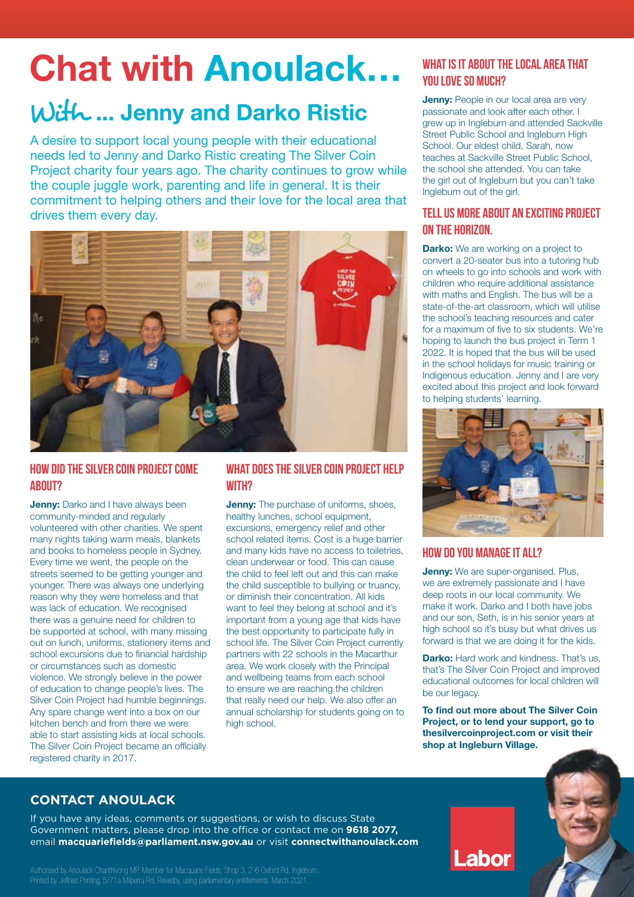# Chat with Anoulack...

## With ... Jenny and Darko Ristic

A desire to support local young people with their educational needs led to Jenny and Darko Ristic creating The Silver Coin Project charity four years ago. The charity continues to grow while the couple juggle work, parenting and life in general. It is their commitment to helping others and their love for the local area that drives them every day.

### HOW DID THE SILVER COIN PROJECT COME ABOUT?

**Jenny:** Darko and I have always been community-minded and regularly volunteered with other charities. We spent many nights taking warm meals, blankets and books to homeless people in Sydney. Every time we went, the people on the streets seemed to be getting younger and younger. There was always one underlying reason why they were homeless and that was lack of education. We recognised there was a genuine need for children to be supported at school, with many missing out on lunch, uniforms, stationery items and school excursions due to financial hardship or circumstances such as domestic violence. We strongly believe in the power of education to change people's lives. The Silver Coin Project had humble beginnings. Any spare change went into a box on our kitchen bench and from there we were able to start assisting kids at local schools. The Silver Coin Project became an officially registered charity in 2017.

### WHAT DOES THE SILVER COIN PROJECT HELP WITH?

**Jenny:** The purchase of uniforms, shoes, healthy lunches, school equipment, excursions, emergency relief and other school related items. Cost is a huge barrier and many kids have no access to toiletries, clean underwear or food. This can cause the child to feel left out and this can make the child susceptible to bullying or truancy, or diminish their concentration. All kids want to feel they belong at school and it's important from a young age that kids have the best opportunity to participate fully in school life. The Silver Coin Project currently partners with 22 schools in the Macarthur area. We work closely with the Principal and wellbeing teams from each school to ensure we are reaching the children that really need our help. We also offer an annual scholarship for students going on to high school.

### WHAT IS IT ABOUT THE LOCAL AREA THAT YOU LOVE SO MUCH?

**Jenny:** People in our local area are very passionate and look after each other. I grew up in Ingleburn and attended Sackville Street Public School and Ingleburn High School. Our eldest child, Sarah, now teaches at Sackville Street Public School, the school she attended. You can take the girl out of Ingleburn but you can't take Ingleburn out of the girl.

### TELL US MORE ABOUT AN EXCITING PROJECT ON THE HORIZON.

**Darko:** We are working on a project to convert a 20-seater bus into a tutoring hub on wheels to go into schools and work with children who require additional assistance with maths and English. The bus will be a state-of-the-art classroom, which will utilise the school's teaching resources and cater for a maximum of five to six students. We're hoping to launch the bus project in Term 1 2022. It is hoped that the bus will be used in the school holidays for music training or Indigenous education. Jenny and I are very excited about this project and look forward to helping students' learning.

### HOW DO YOU MANAGE IT ALL?

**Jenny:** We are super-organised. Plus, we are extremely passionate and I have deep roots in our local community. We make it work. Darko and I both have jobs and our son, Seth, is in his senior years at high school so it's busy but what drives us forward is that we are doing it for the kids.

**Darko:** Hard work and kindness. That's us, that's The Silver Coin Project and improved educational outcomes for local children will be our legacy.

**To find out more about The Silver Coin Project, or to lend your support, go to thesilvercoinproject.com or visit their shop at Ingleburn Village.**

### CONTACT ANOULACK

If you have any ideas, comments or suggestions, or wish to discuss State Government matters, please drop into the office or contact me on **9618 2077,** email **macquariefields@parliament.nsw.gov.au** or visit **connectwithanoulack.com**

Labor

Authorised by Anoulack Chanthivong MP, Member for Macquarie Fields, Shop 3, 2-6 Oxford Rd, Ingleburn. Printed by Jeffries Printing, 5/71a Milperra Rd, Revesby, using parliamentary entitlements. March 2021.